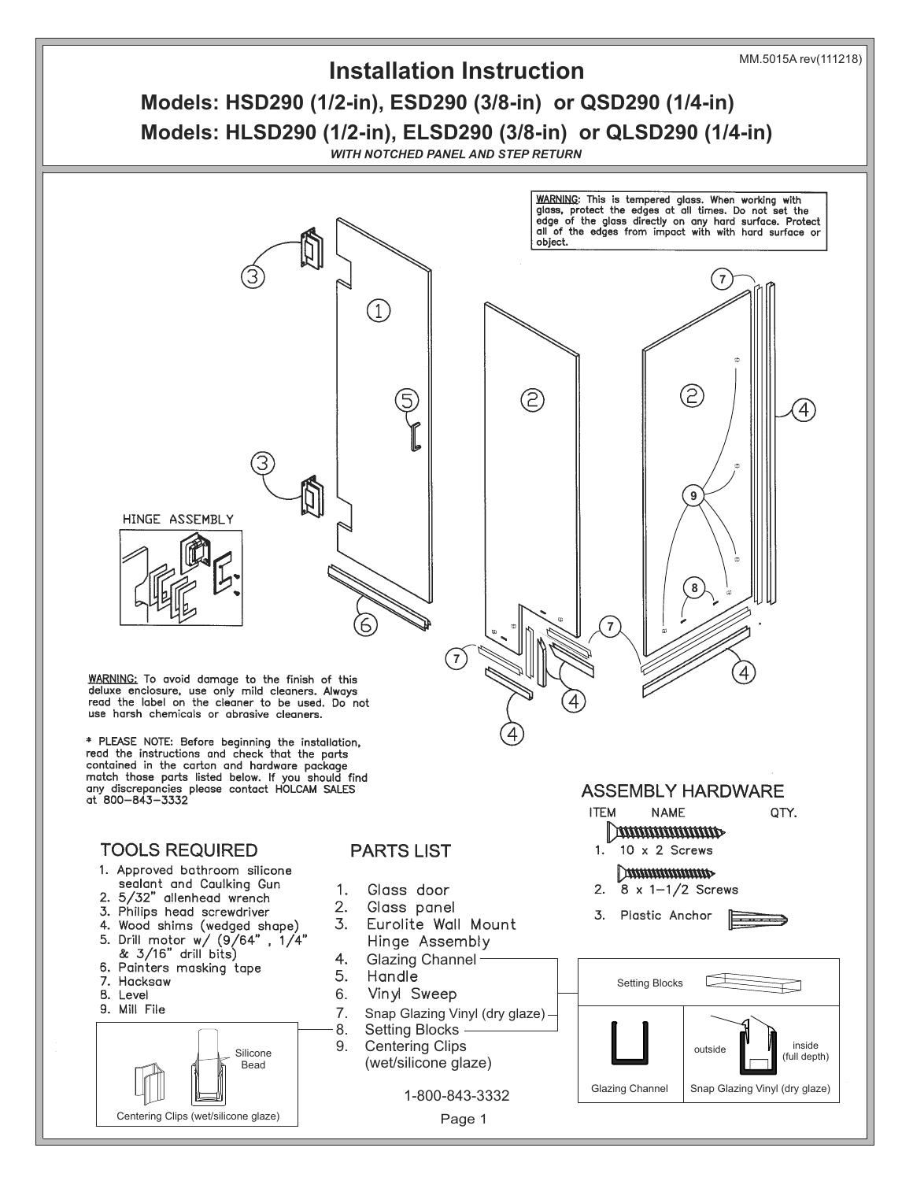MM.5015A rev(111218)

# Installation Instruction

## Models: HSD290 (1/2-in), ESD290 (3/8-in) or QSD290 (1/4-in)

## Models: HLSD290 (1/2-in), ELSD290 (3/8-in) or QLSD290 (1/4-in)

*WITH NOTCHED PANEL AND STEP RETURN*

**WARNING**: This is tempered glass. When working with glass, protect the edges at all times. Do not set the edge of the glass directly on any hard surface. Protect all of the edges from impact with with hard surface or object.

HINGE ASSEMBLY

**WARNING:** To avoid damage to the finish of this deluxe enclosure, use only mild cleaners. Always read the label on the cleaner to be used. Do not use harsh chemicals or abrasive cleaners.

* PLEASE NOTE: Before beginning the installation, read the instructions and check that the parts contained in the carton and hardware package match those parts listed below. If you should find any discrepancies please contact HOLCAM SALES at 800-843-3332

### ASSEMBLY HARDWARE

| ITEM | NAME | QTY. |
|---|---|---|
| 1. | 10 x 2 Screws | |
| 2. | 8 x 1-1/2 Screws | |
| 3. | Plastic Anchor | |

### TOOLS REQUIRED

1. Approved bathroom silicone sealant and Caulking Gun
2. 5/32" allenhead wrench
3. Philips head screwdriver
4. Wood shims (wedged shape)
5. Drill motor w/ (9/64", 1/4" & 3/16" drill bits)
6. Painters masking tape
7. Hacksaw
8. Level
9. Mill File

### PARTS LIST

1. Glass door
2. Glass panel
3. Eurolite Wall Mount Hinge Assembly
4. Glazing Channel
5. Handle
6. Vinyl Sweep
7. Snap Glazing Vinyl (dry glaze)
8. Setting Blocks
9. Centering Clips (wet/silicone glaze)

Silicone Bead

Centering Clips (wet/silicone glaze)

Setting Blocks

Glazing Channel

outside — inside (full depth)

Snap Glazing Vinyl (dry glaze)

1-800-843-3332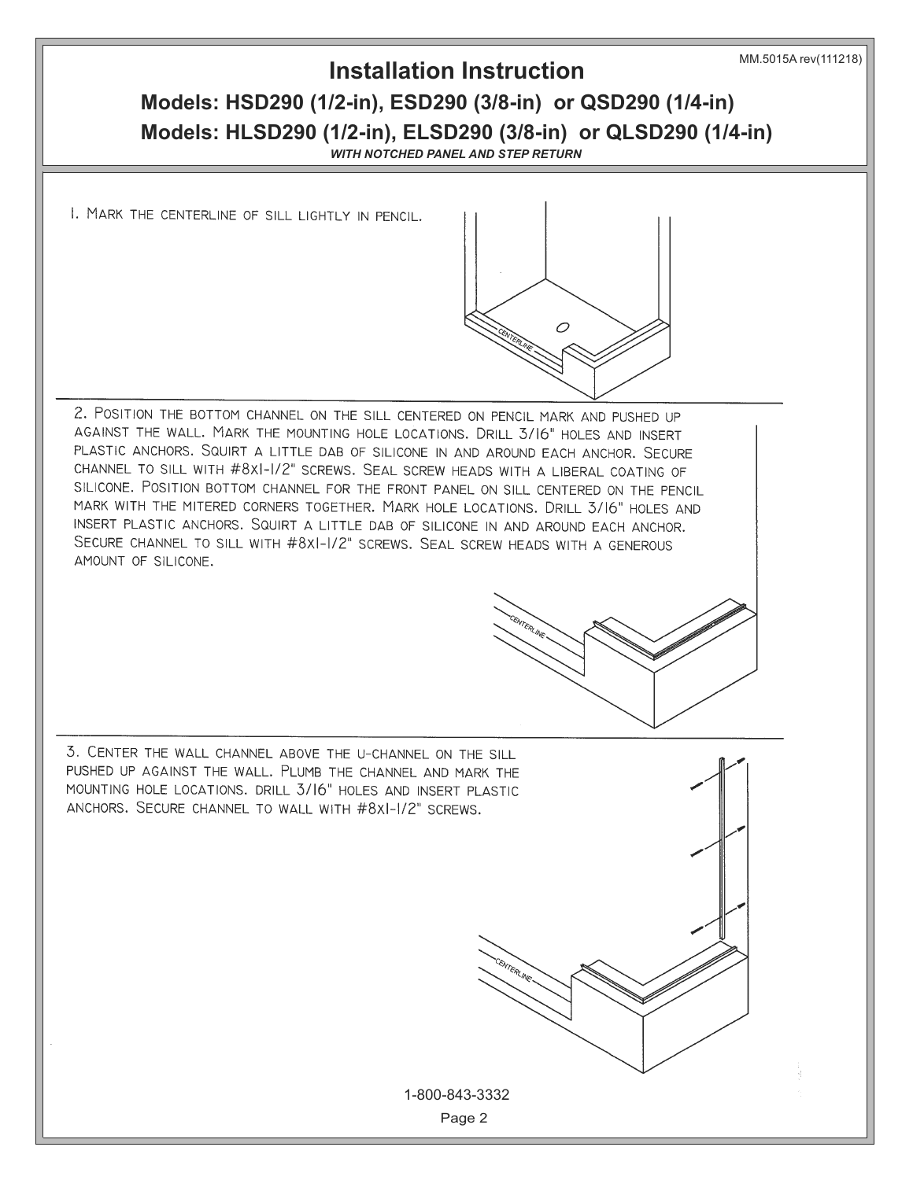# Installation Instruction

## Models: HSD290 (1/2-in), ESD290 (3/8-in) or QSD290 (1/4-in)

## Models: HLSD290 (1/2-in), ELSD290 (3/8-in) or QLSD290 (1/4-in)

***WITH NOTCHED PANEL AND STEP RETURN***

1. Mark the centerline of sill lightly in pencil.

2. Position the bottom channel on the sill centered on pencil mark and pushed up against the wall. Mark the mounting hole locations. Drill 3/16" holes and insert plastic anchors. Squirt a little dab of silicone in and around each anchor. Secure channel to sill with #8x1-1/2" screws. Seal screw heads with a liberal coating of silicone. Position bottom channel for the front panel on sill centered on the pencil mark with the mitered corners together. Mark hole locations. Drill 3/16" holes and insert plastic anchors. Squirt a little dab of silicone in and around each anchor. Secure channel to sill with #8x1-1/2" screws. Seal screw heads with a generous amount of silicone.

3. Center the wall channel above the U-channel on the sill pushed up against the wall. Plumb the channel and mark the mounting hole locations. Drill 3/16" holes and insert plastic anchors. Secure channel to wall with #8x1-1/2" screws.

1-800-843-3332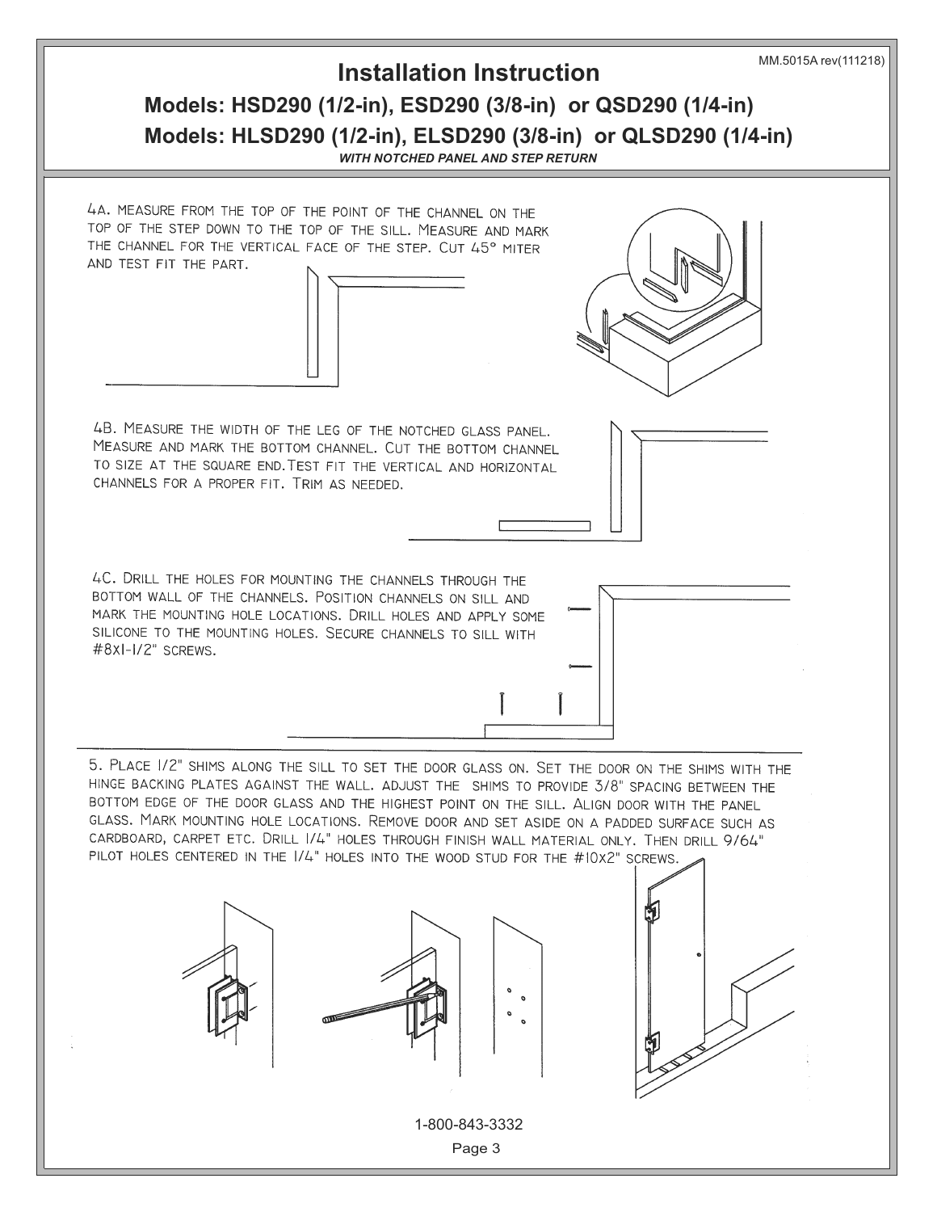# Installation Instruction

## Models: HSD290 (1/2-in), ESD290 (3/8-in) or QSD290 (1/4-in)
## Models: HLSD290 (1/2-in), ELSD290 (3/8-in) or QLSD290 (1/4-in)

***WITH NOTCHED PANEL AND STEP RETURN***

4A. MEASURE FROM THE TOP OF THE POINT OF THE CHANNEL ON THE TOP OF THE STEP DOWN TO THE TOP OF THE SILL. MEASURE AND MARK THE CHANNEL FOR THE VERTICAL FACE OF THE STEP. CUT 45° MITER AND TEST FIT THE PART.

4B. MEASURE THE WIDTH OF THE LEG OF THE NOTCHED GLASS PANEL. MEASURE AND MARK THE BOTTOM CHANNEL. CUT THE BOTTOM CHANNEL TO SIZE AT THE SQUARE END. TEST FIT THE VERTICAL AND HORIZONTAL CHANNELS FOR A PROPER FIT. TRIM AS NEEDED.

4C. DRILL THE HOLES FOR MOUNTING THE CHANNELS THROUGH THE BOTTOM WALL OF THE CHANNELS. POSITION CHANNELS ON SILL AND MARK THE MOUNTING HOLE LOCATIONS. DRILL HOLES AND APPLY SOME SILICONE TO THE MOUNTING HOLES. SECURE CHANNELS TO SILL WITH #8X1-1/2" SCREWS.

5. PLACE 1/2" SHIMS ALONG THE SILL TO SET THE DOOR GLASS ON. SET THE DOOR ON THE SHIMS WITH THE HINGE BACKING PLATES AGAINST THE WALL. ADJUST THE SHIMS TO PROVIDE 3/8" SPACING BETWEEN THE BOTTOM EDGE OF THE DOOR GLASS AND THE HIGHEST POINT ON THE SILL. ALIGN DOOR WITH THE PANEL GLASS. MARK MOUNTING HOLE LOCATIONS. REMOVE DOOR AND SET ASIDE ON A PADDED SURFACE SUCH AS CARDBOARD, CARPET ETC. DRILL 1/4" HOLES THROUGH FINISH WALL MATERIAL ONLY. THEN DRILL 9/64" PILOT HOLES CENTERED IN THE 1/4" HOLES INTO THE WOOD STUD FOR THE #10X2" SCREWS.

1-800-843-3332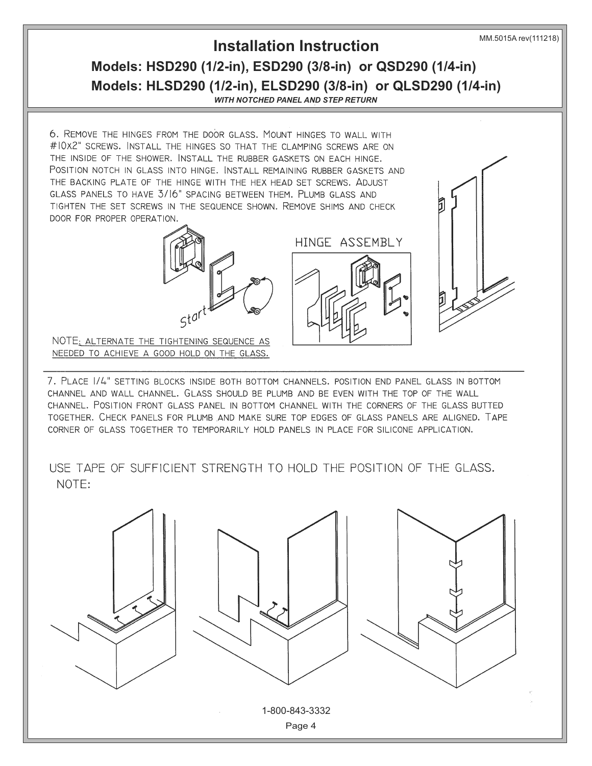# Installation Instruction

## Models: HSD290 (1/2-in), ESD290 (3/8-in) or QSD290 (1/4-in)

## Models: HLSD290 (1/2-in), ELSD290 (3/8-in) or QLSD290 (1/4-in)

***WITH NOTCHED PANEL AND STEP RETURN***

6. Remove the hinges from the door glass. Mount hinges to wall with #10x2" screws. Install the hinges so that the clamping screws are on the inside of the shower. Install the rubber gaskets on each hinge. Position notch in glass into hinge. Install remaining rubber gaskets and the backing plate of the hinge with the hex head set screws. Adjust glass panels to have 3/16" spacing between them. Plumb glass and tighten the set screws in the sequence shown. Remove shims and check door for proper operation.

Start

HINGE ASSEMBLY

NOTE: Alternate the tightening sequence as needed to achieve a good hold on the glass.

7. Place 1/4" setting blocks inside both bottom channels. Position end panel glass in bottom channel and wall channel. Glass should be plumb and be even with the top of the wall channel. Position front glass panel in bottom channel with the corners of the glass butted together. Check panels for plumb and make sure top edges of glass panels are aligned. Tape corner of glass together to temporarily hold panels in place for silicone application.

NOTE: Use tape of sufficient strength to hold the position of the glass.

1-800-843-3332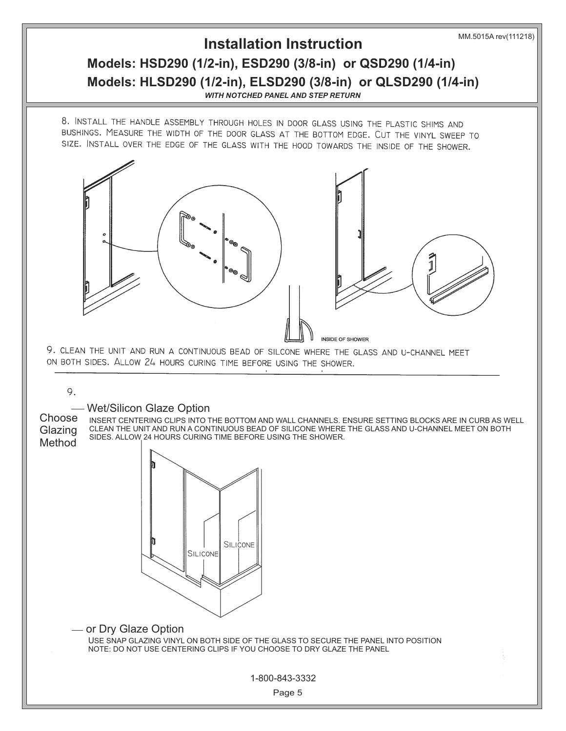# Installation Instruction

## Models: HSD290 (1/2-in), ESD290 (3/8-in) or QSD290 (1/4-in)

## Models: HLSD290 (1/2-in), ELSD290 (3/8-in) or QLSD290 (1/4-in)

***WITH NOTCHED PANEL AND STEP RETURN***

8. INSTALL THE HANDLE ASSEMBLY THROUGH HOLES IN DOOR GLASS USING THE PLASTIC SHIMS AND BUSHINGS. MEASURE THE WIDTH OF THE DOOR GLASS AT THE BOTTOM EDGE. CUT THE VINYL SWEEP TO SIZE. INSTALL OVER THE EDGE OF THE GLASS WITH THE HOOD TOWARDS THE INSIDE OF THE SHOWER.

INSIDE OF SHOWER

9. CLEAN THE UNIT AND RUN A CONTINUOUS BEAD OF SILCONE WHERE THE GLASS AND U-CHANNEL MEET ON BOTH SIDES. ALLOW 24 HOURS CURING TIME BEFORE USING THE SHOWER.

9.

Choose Glazing Method

— Wet/Silicon Glaze Option

INSERT CENTERING CLIPS INTO THE BOTTOM AND WALL CHANNELS. ENSURE SETTING BLOCKS ARE IN CURB AS WELL CLEAN THE UNIT AND RUN A CONTINUOUS BEAD OF SILICONE WHERE THE GLASS AND U-CHANNEL MEET ON BOTH SIDES. ALLOW 24 HOURS CURING TIME BEFORE USING THE SHOWER.

SILICONE

SILICONE

— or Dry Glaze Option

USE SNAP GLAZING VINYL ON BOTH SIDE OF THE GLASS TO SECURE THE PANEL INTO POSITION
NOTE: DO NOT USE CENTERING CLIPS IF YOU CHOOSE TO DRY GLAZE THE PANEL

1-800-843-3332